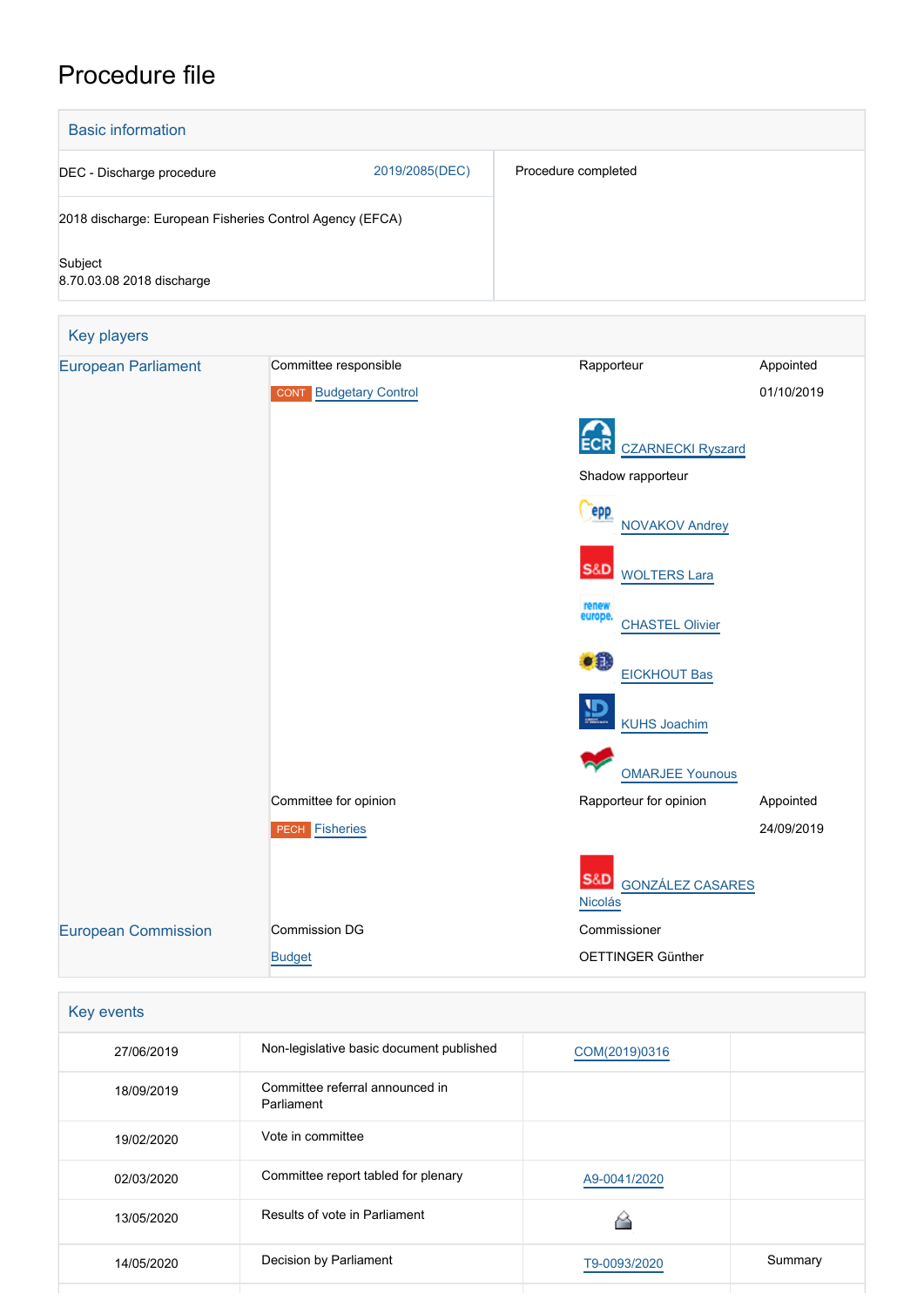# Procedure file

## Basic information

| | |
|---|---|
| DEC - Discharge procedure 2019/2085(DEC) | Procedure completed |
| 2018 discharge: European Fisheries Control Agency (EFCA) | |
| Subject<br>8.70.03.08 2018 discharge | |

## Key players

| | | | |
|---|---|---|---|
| European Parliament | Committee responsible | Rapporteur | Appointed |
| | CONT Budgetary Control | | 01/10/2019 |
| | | ECR CZARNECKI Ryszard | |
| | | Shadow rapporteur | |
| | | EPP NOVAKOV Andrey | |
| | | S&D WOLTERS Lara | |
| | | Renew Europe CHASTEL Olivier | |
| | | EICKHOUT Bas | |
| | | KUHS Joachim | |
| | | OMARJEE Younous | |
| | Committee for opinion | Rapporteur for opinion | Appointed |
| | PECH Fisheries | | 24/09/2019 |
| | | S&D GONZÁLEZ CASARES Nicolás | |
| European Commission | Commission DG | Commissioner | |
| | Budget | OETTINGER Günther | |

## Key events

| | | | |
|---|---|---|---|
| 27/06/2019 | Non-legislative basic document published | COM(2019)0316 | |
| 18/09/2019 | Committee referral announced in Parliament | | |
| 19/02/2020 | Vote in committee | | |
| 02/03/2020 | Committee report tabled for plenary | A9-0041/2020 | |
| 13/05/2020 | Results of vote in Parliament | | |
| 14/05/2020 | Decision by Parliament | T9-0093/2020 | Summary |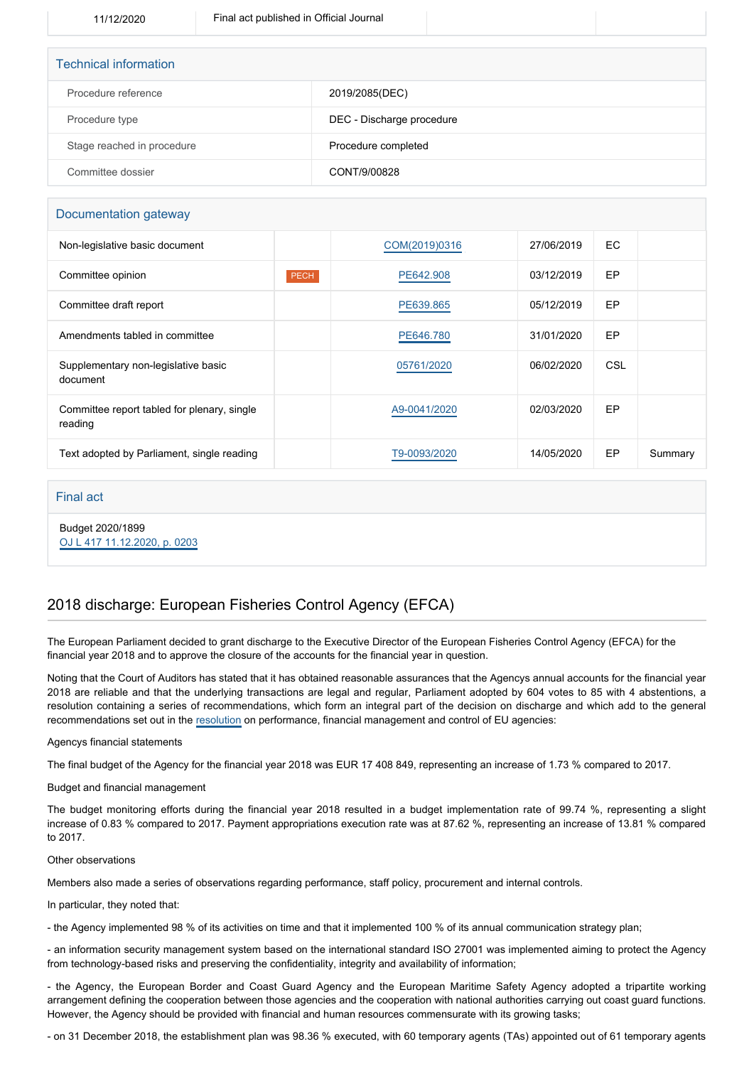| 11/12/2020 | Final act published in Official Journal | | |
|---|---|---|---|

## Technical information

| | |
|---|---|
| Procedure reference | 2019/2085(DEC) |
| Procedure type | DEC - Discharge procedure |
| Stage reached in procedure | Procedure completed |
| Committee dossier | CONT/9/00828 |

## Documentation gateway

| | | | | | |
|---|---|---|---|---|---|
| Non-legislative basic document | | COM(2019)0316 | 27/06/2019 | EC | |
| Committee opinion | PECH | PE642.908 | 03/12/2019 | EP | |
| Committee draft report | | PE639.865 | 05/12/2019 | EP | |
| Amendments tabled in committee | | PE646.780 | 31/01/2020 | EP | |
| Supplementary non-legislative basic document | | 05761/2020 | 06/02/2020 | CSL | |
| Committee report tabled for plenary, single reading | | A9-0041/2020 | 02/03/2020 | EP | |
| Text adopted by Parliament, single reading | | T9-0093/2020 | 14/05/2020 | EP | Summary |

## Final act

Budget 2020/1899
OJ L 417 11.12.2020, p. 0203

## 2018 discharge: European Fisheries Control Agency (EFCA)

The European Parliament decided to grant discharge to the Executive Director of the European Fisheries Control Agency (EFCA) for the financial year 2018 and to approve the closure of the accounts for the financial year in question.

Noting that the Court of Auditors has stated that it has obtained reasonable assurances that the Agencys annual accounts for the financial year 2018 are reliable and that the underlying transactions are legal and regular, Parliament adopted by 604 votes to 85 with 4 abstentions, a resolution containing a series of recommendations, which form an integral part of the decision on discharge and which add to the general recommendations set out in the resolution on performance, financial management and control of EU agencies:

Agencys financial statements

The final budget of the Agency for the financial year 2018 was EUR 17 408 849, representing an increase of 1.73 % compared to 2017.

Budget and financial management

The budget monitoring efforts during the financial year 2018 resulted in a budget implementation rate of 99.74 %, representing a slight increase of 0.83 % compared to 2017. Payment appropriations execution rate was at 87.62 %, representing an increase of 13.81 % compared to 2017.

Other observations

Members also made a series of observations regarding performance, staff policy, procurement and internal controls.

In particular, they noted that:

- the Agency implemented 98 % of its activities on time and that it implemented 100 % of its annual communication strategy plan;

- an information security management system based on the international standard ISO 27001 was implemented aiming to protect the Agency from technology-based risks and preserving the confidentiality, integrity and availability of information;

- the Agency, the European Border and Coast Guard Agency and the European Maritime Safety Agency adopted a tripartite working arrangement defining the cooperation between those agencies and the cooperation with national authorities carrying out coast guard functions. However, the Agency should be provided with financial and human resources commensurate with its growing tasks;

- on 31 December 2018, the establishment plan was 98.36 % executed, with 60 temporary agents (TAs) appointed out of 61 temporary agents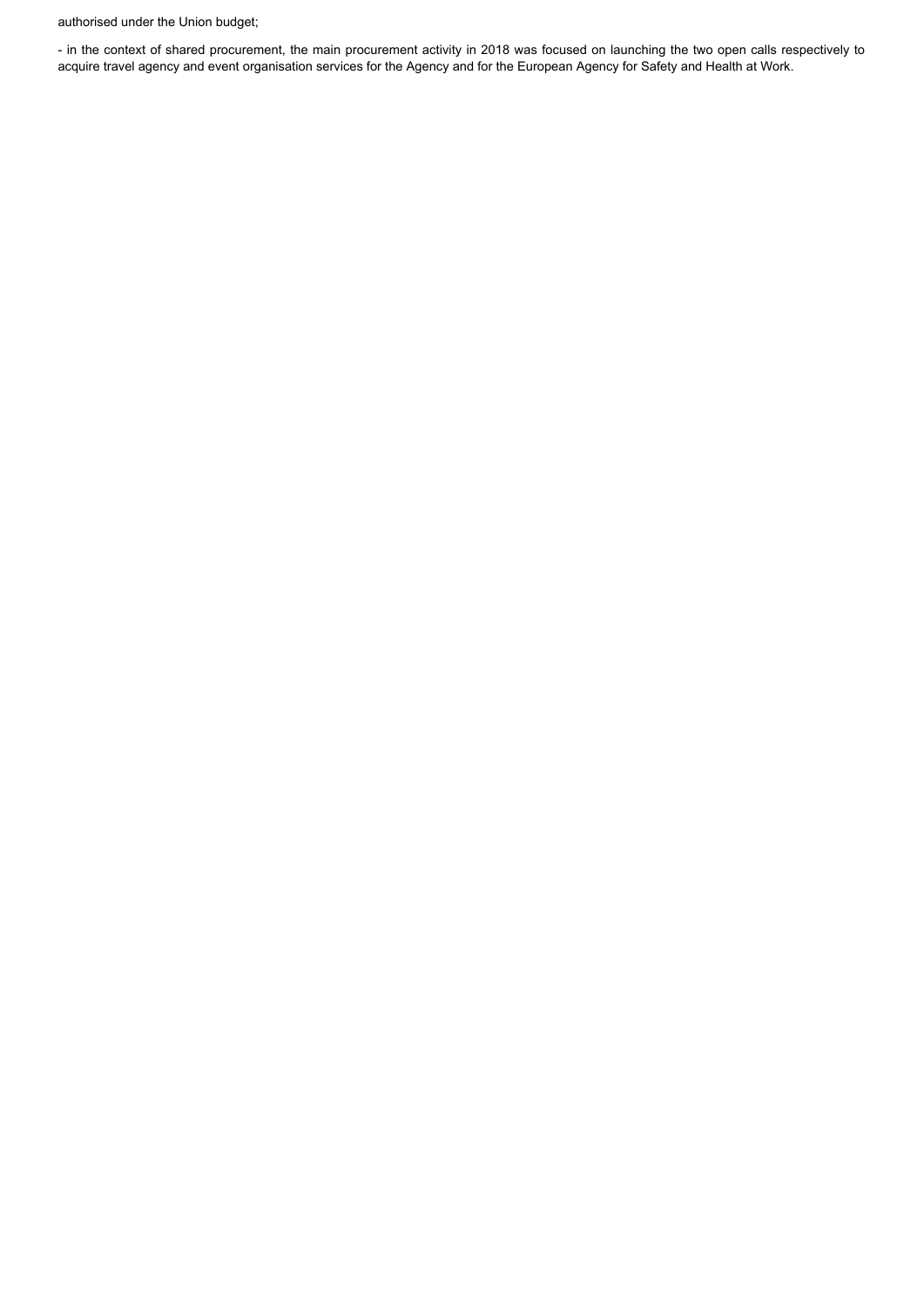authorised under the Union budget;

- in the context of shared procurement, the main procurement activity in 2018 was focused on launching the two open calls respectively to acquire travel agency and event organisation services for the Agency and for the European Agency for Safety and Health at Work.